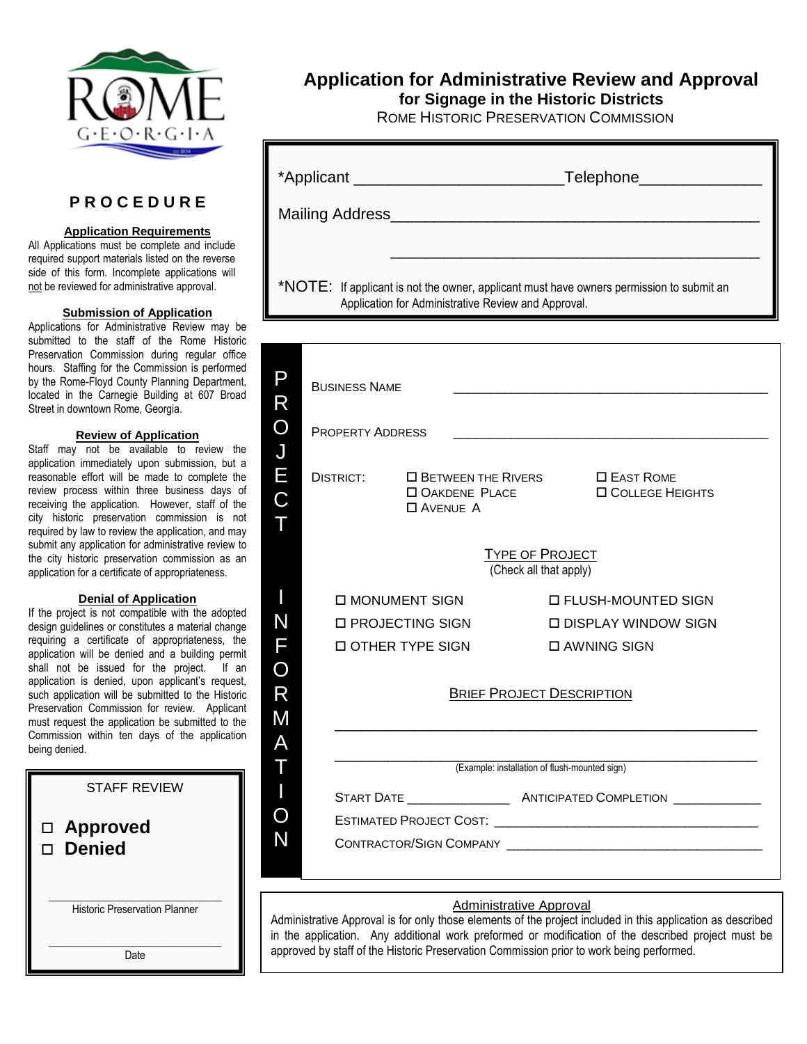# Application for Administrative Review and Approval
## for Signage in the Historic Districts
ROME HISTORIC PRESERVATION COMMISSION

*Applicant ______________________ Telephone ______________

Mailing Address ________________________________________

________________________________________

*NOTE: If applicant is not the owner, applicant must have owners permission to submit an Application for Administrative Review and Approval.

## PROJECT INFORMATION

BUSINESS NAME ________________________________________

PROPERTY ADDRESS ________________________________________

DISTRICT:
- ☐ BETWEEN THE RIVERS
- ☐ OAKDENE PLACE
- ☐ AVENUE A
- ☐ EAST ROME
- ☐ COLLEGE HEIGHTS

TYPE OF PROJECT
(Check all that apply)

- ☐ MONUMENT SIGN
- ☐ FLUSH-MOUNTED SIGN
- ☐ PROJECTING SIGN
- ☐ DISPLAY WINDOW SIGN
- ☐ OTHER TYPE SIGN
- ☐ AWNING SIGN

BRIEF PROJECT DESCRIPTION

________________________________________

________________________________________
(Example: installation of flush-mounted sign)

START DATE ______________ ANTICIPATED COMPLETION ____________

ESTIMATED PROJECT COST: ________________________________

CONTRACTOR/SIGN COMPANY ________________________________

**Administrative Approval**

Administrative Approval is for only those elements of the project included in this application as described in the application. Any additional work preformed or modification of the described project must be approved by staff of the Historic Preservation Commission prior to work being performed.

## PROCEDURE

### Application Requirements
All Applications must be complete and include required support materials listed on the reverse side of this form. Incomplete applications will not be reviewed for administrative approval.

### Submission of Application
Applications for Administrative Review may be submitted to the staff of the Rome Historic Preservation Commission during regular office hours. Staffing for the Commission is performed by the Rome-Floyd County Planning Department, located in the Carnegie Building at 607 Broad Street in downtown Rome, Georgia.

### Review of Application
Staff may not be available to review the application immediately upon submission, but a reasonable effort will be made to complete the review process within three business days of receiving the application. However, staff of the city historic preservation commission is not required by law to review the application, and may submit any application for administrative review to the city historic preservation commission as an application for a certificate of appropriateness.

### Denial of Application
If the project is not compatible with the adopted design guidelines or constitutes a material change requiring a certificate of appropriateness, the application will be denied and a building permit shall not be issued for the project. If an application is denied, upon applicant's request, such application will be submitted to the Historic Preservation Commission for review. Applicant must request the application be submitted to the Commission within ten days of the application being denied.

**STAFF REVIEW**

- ☐ **Approved**
- ☐ **Denied**

________________________
Historic Preservation Planner

________________________
Date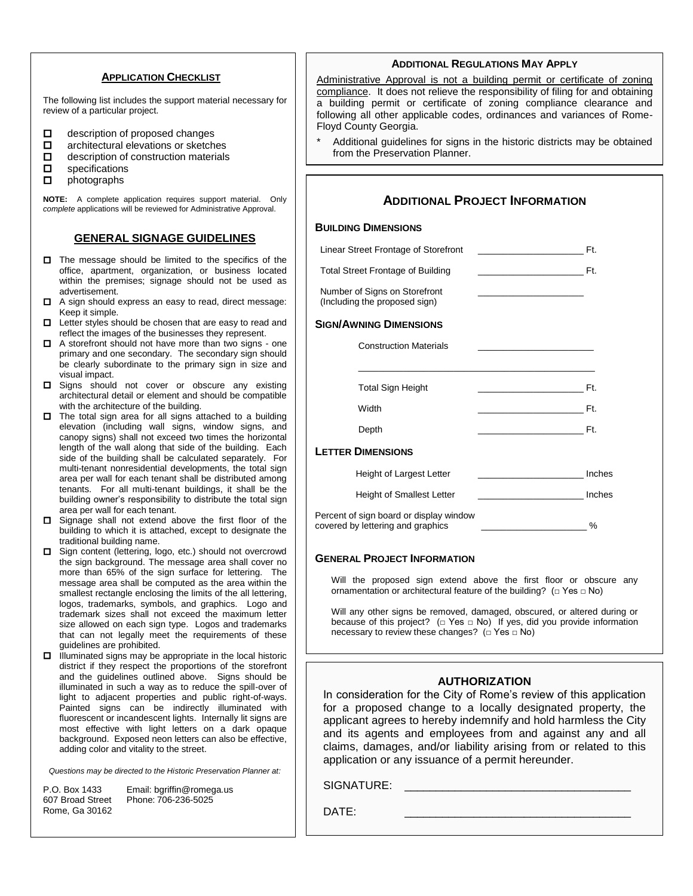## APPLICATION CHECKLIST

The following list includes the support material necessary for review of a particular project.

- ☐ description of proposed changes
- ☐ architectural elevations or sketches
- ☐ description of construction materials
- ☐ specifications
- ☐ photographs

**NOTE:** A complete application requires support material. Only *complete* applications will be reviewed for Administrative Approval.

## GENERAL SIGNAGE GUIDELINES

- ☐ The message should be limited to the specifics of the office, apartment, organization, or business located within the premises; signage should not be used as advertisement.
- ☐ A sign should express an easy to read, direct message: Keep it simple.
- ☐ Letter styles should be chosen that are easy to read and reflect the images of the businesses they represent.
- ☐ A storefront should not have more than two signs - one primary and one secondary. The secondary sign should be clearly subordinate to the primary sign in size and visual impact.
- ☐ Signs should not cover or obscure any existing architectural detail or element and should be compatible with the architecture of the building.
- ☐ The total sign area for all signs attached to a building elevation (including wall signs, window signs, and canopy signs) shall not exceed two times the horizontal length of the wall along that side of the building. Each side of the building shall be calculated separately. For multi-tenant nonresidential developments, the total sign area per wall for each tenant shall be distributed among tenants. For all multi-tenant buildings, it shall be the building owner's responsibility to distribute the total sign area per wall for each tenant.
- ☐ Signage shall not extend above the first floor of the building to which it is attached, except to designate the traditional building name.
- ☐ Sign content (lettering, logo, etc.) should not overcrowd the sign background. The message area shall cover no more than 65% of the sign surface for lettering. The message area shall be computed as the area within the smallest rectangle enclosing the limits of the all lettering, logos, trademarks, symbols, and graphics. Logo and trademark sizes shall not exceed the maximum letter size allowed on each sign type. Logos and trademarks that can not legally meet the requirements of these guidelines are prohibited.
- ☐ Illuminated signs may be appropriate in the local historic district if they respect the proportions of the storefront and the guidelines outlined above. Signs should be illuminated in such a way as to reduce the spill-over of light to adjacent properties and public right-of-ways. Painted signs can be indirectly illuminated with fluorescent or incandescent lights. Internally lit signs are most effective with light letters on a dark opaque background. Exposed neon letters can also be effective, adding color and vitality to the street.

*Questions may be directed to the Historic Preservation Planner at:*

P.O. Box 1433
607 Broad Street
Rome, Ga 30162

Email: bgriffin@romega.us
Phone: 706-236-5025

## ADDITIONAL REGULATIONS MAY APPLY

Administrative Approval is not a building permit or certificate of zoning compliance. It does not relieve the responsibility of filing for and obtaining a building permit or certificate of zoning compliance clearance and following all other applicable codes, ordinances and variances of Rome-Floyd County Georgia.

* Additional guidelines for signs in the historic districts may be obtained from the Preservation Planner.

## ADDITIONAL PROJECT INFORMATION

### BUILDING DIMENSIONS

Linear Street Frontage of Storefront ____________ Ft.

Total Street Frontage of Building ____________ Ft.

Number of Signs on Storefront (Including the proposed sign) ____________

### SIGN/AWNING DIMENSIONS

Construction Materials ____________

____________________________________

Total Sign Height ____________ Ft.

Width ____________ Ft.

Depth ____________ Ft.

### LETTER DIMENSIONS

Height of Largest Letter ____________ Inches

Height of Smallest Letter ____________ Inches

Percent of sign board or display window covered by lettering and graphics ____________ %

### GENERAL PROJECT INFORMATION

Will the proposed sign extend above the first floor or obscure any ornamentation or architectural feature of the building? (□ Yes □ No)

Will any other signs be removed, damaged, obscured, or altered during or because of this project? (□ Yes □ No) If yes, did you provide information necessary to review these changes? (□ Yes □ No)

## AUTHORIZATION

In consideration for the City of Rome's review of this application for a proposed change to a locally designated property, the applicant agrees to hereby indemnify and hold harmless the City and its agents and employees from and against any and all claims, damages, and/or liability arising from or related to this application or any issuance of a permit hereunder.

SIGNATURE: ________________________________

DATE: ________________________________